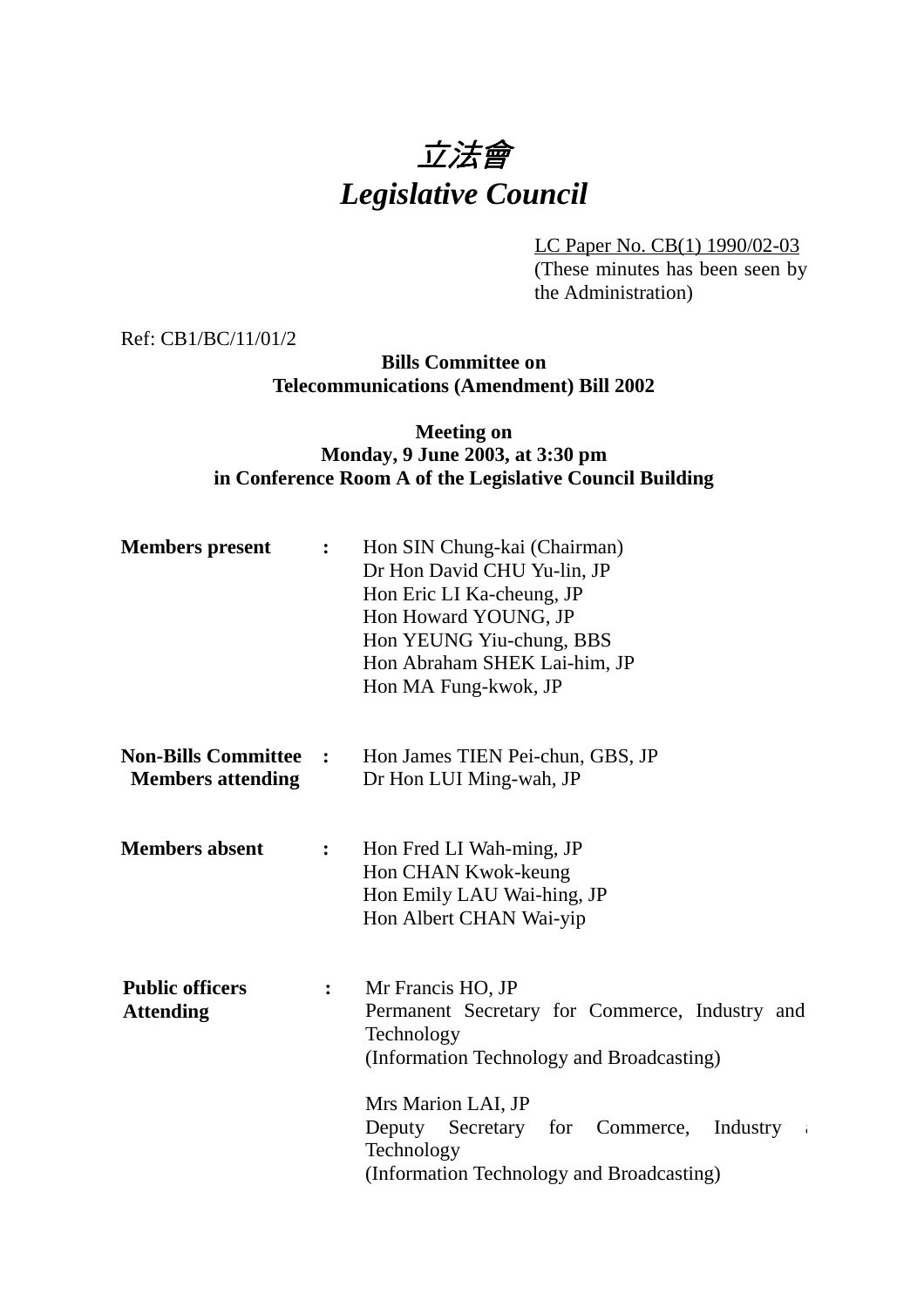# *立法會*
# *Legislative Council*

LC Paper No. CB(1) 1990/02-03
(These minutes has been seen by the Administration)

Ref: CB1/BC/11/01/2

**Bills Committee on**
**Telecommunications (Amendment) Bill 2002**

**Meeting on**
**Monday, 9 June 2003, at 3:30 pm**
**in Conference Room A of the Legislative Council Building**

| | | |
|---|---|---|
| **Members present** | **:** | Hon SIN Chung-kai (Chairman)<br>Dr Hon David CHU Yu-lin, JP<br>Hon Eric LI Ka-cheung, JP<br>Hon Howard YOUNG, JP<br>Hon YEUNG Yiu-chung, BBS<br>Hon Abraham SHEK Lai-him, JP<br>Hon MA Fung-kwok, JP |
| **Non-Bills Committee Members attending** | **:** | Hon James TIEN Pei-chun, GBS, JP<br>Dr Hon LUI Ming-wah, JP |
| **Members absent** | **:** | Hon Fred LI Wah-ming, JP<br>Hon CHAN Kwok-keung<br>Hon Emily LAU Wai-hing, JP<br>Hon Albert CHAN Wai-yip |
| **Public officers Attending** | **:** | Mr Francis HO, JP<br>Permanent Secretary for Commerce, Industry and Technology<br>(Information Technology and Broadcasting)<br><br>Mrs Marion LAI, JP<br>Deputy Secretary for Commerce, Industry and Technology<br>(Information Technology and Broadcasting) |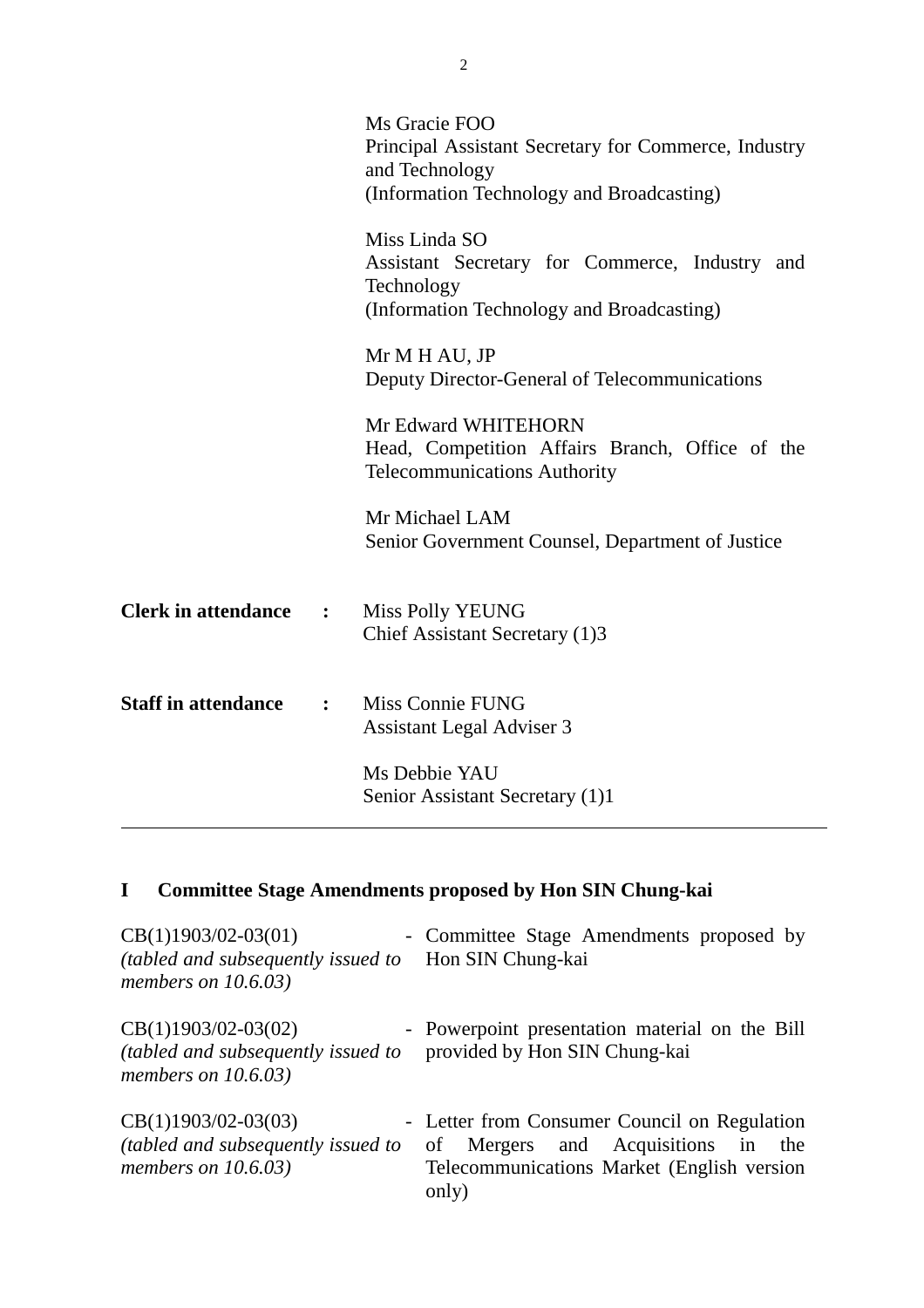Ms Gracie FOO
Principal Assistant Secretary for Commerce, Industry and Technology
(Information Technology and Broadcasting)

Miss Linda SO
Assistant Secretary for Commerce, Industry and Technology
(Information Technology and Broadcasting)

Mr M H AU, JP
Deputy Director-General of Telecommunications

Mr Edward WHITEHORN
Head, Competition Affairs Branch, Office of the Telecommunications Authority

Mr Michael LAM
Senior Government Counsel, Department of Justice

**Clerk in attendance :** Miss Polly YEUNG
Chief Assistant Secretary (1)3

**Staff in attendance :** Miss Connie FUNG
Assistant Legal Adviser 3

Ms Debbie YAU
Senior Assistant Secretary (1)1

---

## I Committee Stage Amendments proposed by Hon SIN Chung-kai

CB(1)1903/02-03(01) *(tabled and subsequently issued to members on 10.6.03)* - Committee Stage Amendments proposed by Hon SIN Chung-kai

CB(1)1903/02-03(02) *(tabled and subsequently issued to members on 10.6.03)* - Powerpoint presentation material on the Bill provided by Hon SIN Chung-kai

CB(1)1903/02-03(03) *(tabled and subsequently issued to members on 10.6.03)* - Letter from Consumer Council on Regulation of Mergers and Acquisitions in the Telecommunications Market (English version only)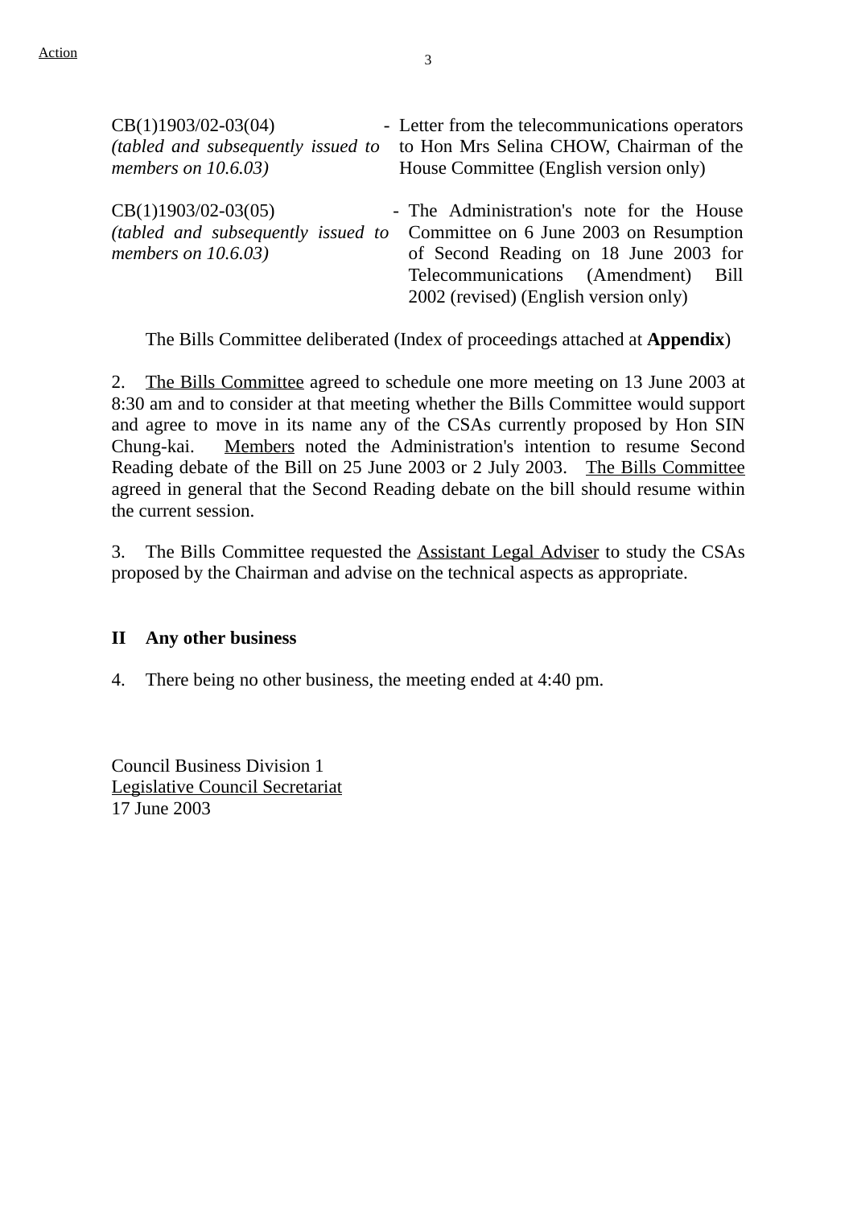| | | |
|---|---|---|
| CB(1)1903/02-03(04)<br>*(tabled and subsequently issued to members on 10.6.03)* | - | Letter from the telecommunications operators to Hon Mrs Selina CHOW, Chairman of the House Committee (English version only) |
| CB(1)1903/02-03(05)<br>*(tabled and subsequently issued to members on 10.6.03)* | - | The Administration's note for the House Committee on 6 June 2003 on Resumption of Second Reading on 18 June 2003 for Telecommunications (Amendment) Bill 2002 (revised) (English version only) |

The Bills Committee deliberated (Index of proceedings attached at **Appendix**)

2. The Bills Committee agreed to schedule one more meeting on 13 June 2003 at 8:30 am and to consider at that meeting whether the Bills Committee would support and agree to move in its name any of the CSAs currently proposed by Hon SIN Chung-kai. Members noted the Administration's intention to resume Second Reading debate of the Bill on 25 June 2003 or 2 July 2003. The Bills Committee agreed in general that the Second Reading debate on the bill should resume within the current session.

3. The Bills Committee requested the Assistant Legal Adviser to study the CSAs proposed by the Chairman and advise on the technical aspects as appropriate.

**II Any other business**

4. There being no other business, the meeting ended at 4:40 pm.

Council Business Division 1
Legislative Council Secretariat
17 June 2003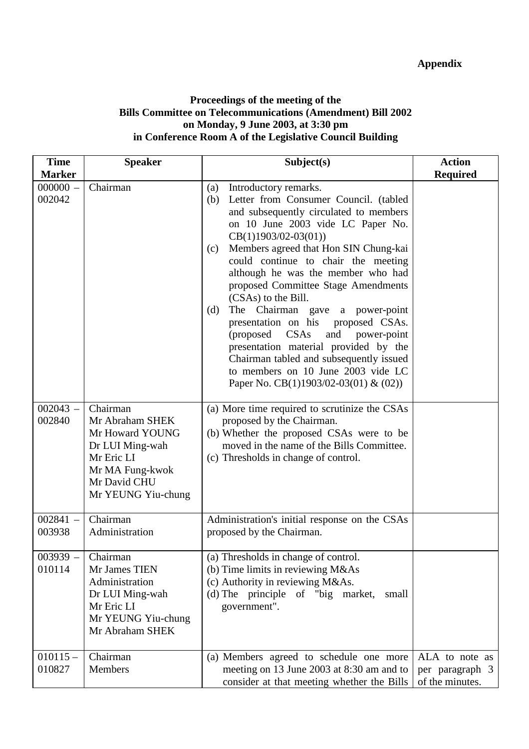**Appendix**

**Proceedings of the meeting of the**
**Bills Committee on Telecommunications (Amendment) Bill 2002**
**on Monday, 9 June 2003, at 3:30 pm**
**in Conference Room A of the Legislative Council Building**

| Time Marker | Speaker | Subject(s) | Action Required |
|---|---|---|---|
| 000000 – 002042 | Chairman | (a) Introductory remarks.<br>(b) Letter from Consumer Council. (tabled and subsequently circulated to members on 10 June 2003 vide LC Paper No. CB(1)1903/02-03(01))<br>(c) Members agreed that Hon SIN Chung-kai could continue to chair the meeting although he was the member who had proposed Committee Stage Amendments (CSAs) to the Bill.<br>(d) The Chairman gave a power-point presentation on his proposed CSAs. (proposed CSAs and power-point presentation material provided by the Chairman tabled and subsequently issued to members on 10 June 2003 vide LC Paper No. CB(1)1903/02-03(01) & (02)) | |
| 002043 – 002840 | Chairman<br>Mr Abraham SHEK<br>Mr Howard YOUNG<br>Dr LUI Ming-wah<br>Mr Eric LI<br>Mr MA Fung-kwok<br>Mr David CHU<br>Mr YEUNG Yiu-chung | (a) More time required to scrutinize the CSAs proposed by the Chairman.<br>(b) Whether the proposed CSAs were to be moved in the name of the Bills Committee.<br>(c) Thresholds in change of control. | |
| 002841 – 003938 | Chairman<br>Administration | Administration's initial response on the CSAs proposed by the Chairman. | |
| 003939 – 010114 | Chairman<br>Mr James TIEN<br>Administration<br>Dr LUI Ming-wah<br>Mr Eric LI<br>Mr YEUNG Yiu-chung<br>Mr Abraham SHEK | (a) Thresholds in change of control.<br>(b) Time limits in reviewing M&As<br>(c) Authority in reviewing M&As.<br>(d) The principle of "big market, small government". | |
| 010115 – 010827 | Chairman<br>Members | (a) Members agreed to schedule one more meeting on 13 June 2003 at 8:30 am and to consider at that meeting whether the Bills | ALA to note as per paragraph 3 of the minutes. |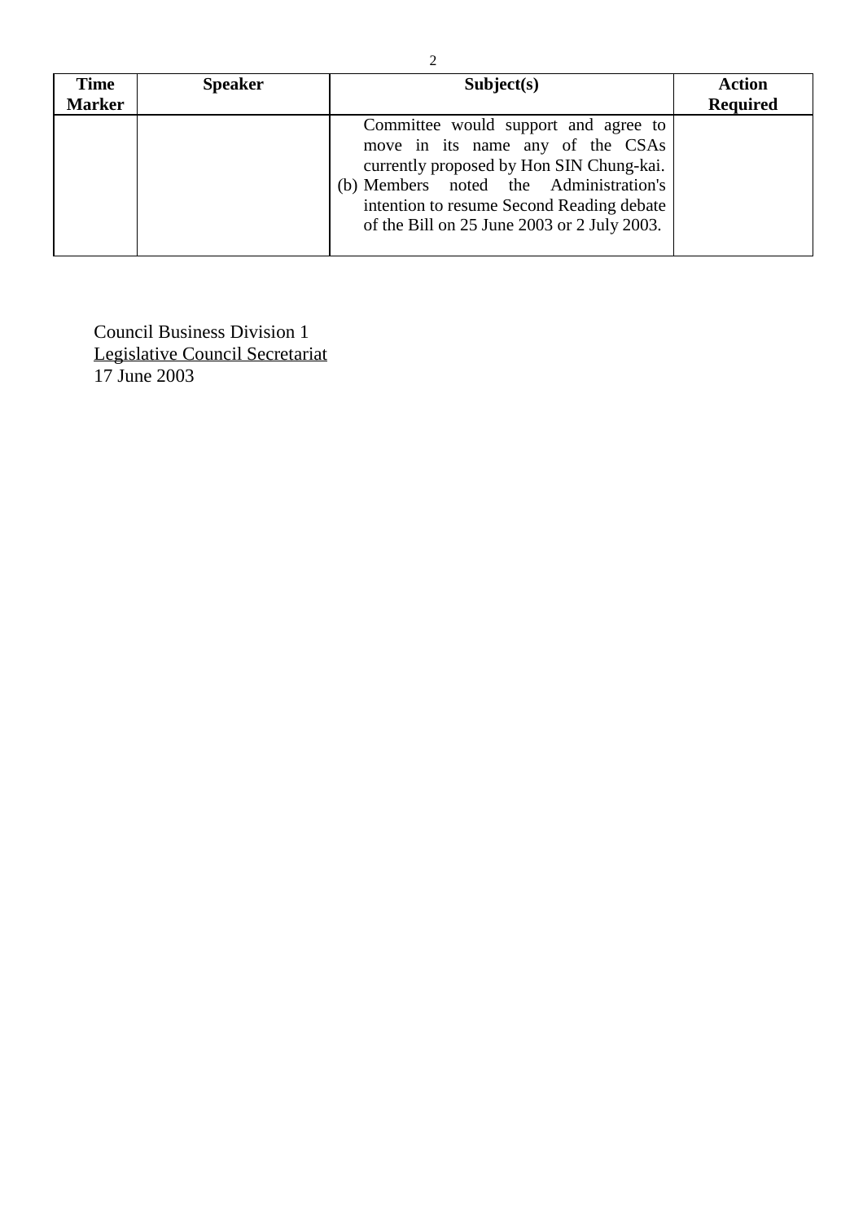| Time Marker | Speaker | Subject(s) | Action Required |
|---|---|---|---|
| | | Committee would support and agree to move in its name any of the CSAs currently proposed by Hon SIN Chung-kai.<br>(b) Members noted the Administration's intention to resume Second Reading debate of the Bill on 25 June 2003 or 2 July 2003. | |

Council Business Division 1
Legislative Council Secretariat
17 June 2003